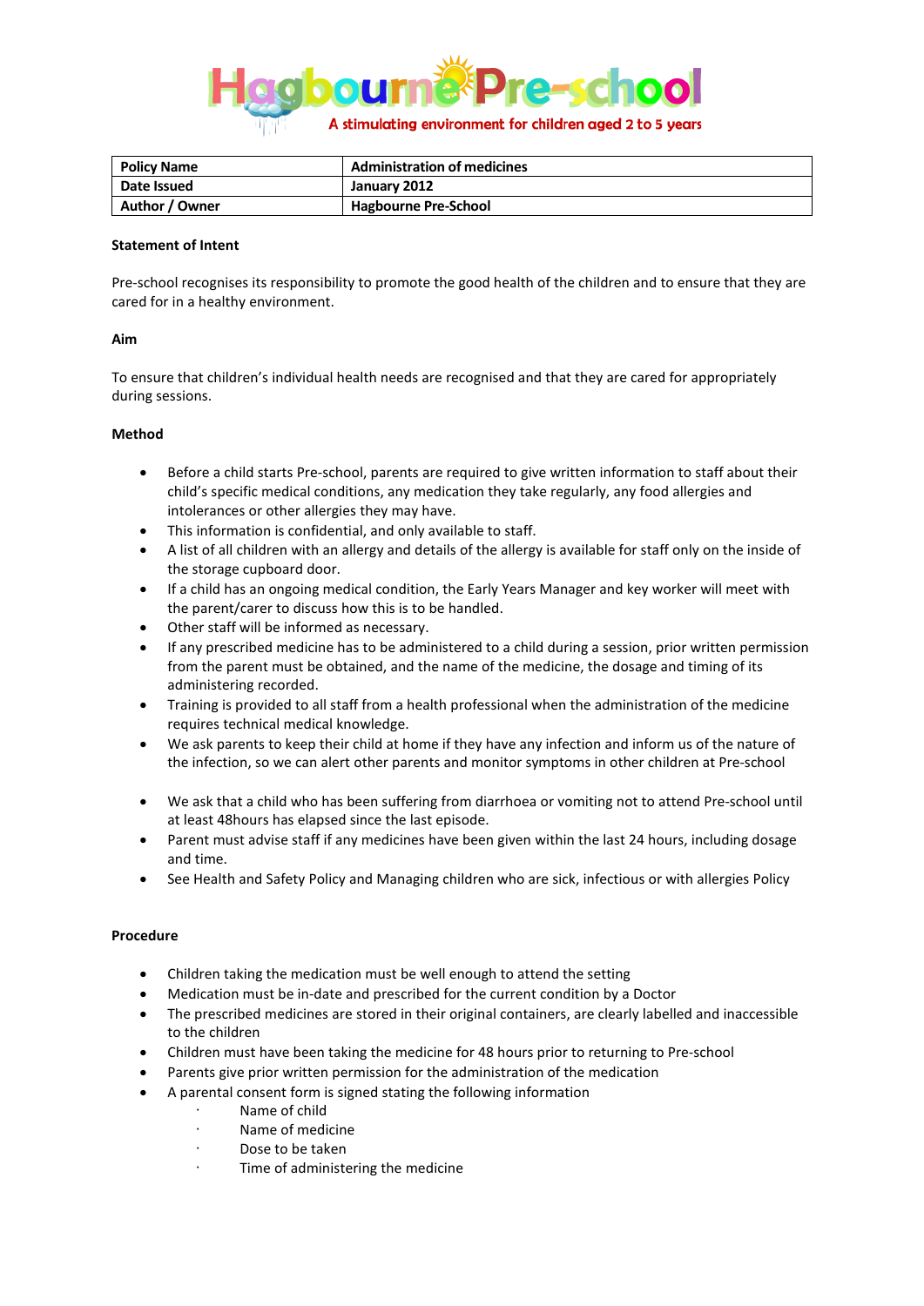# Hagbourne Pre-school

A stimulating environment for children aged 2 to 5 years

| Policy Name | Administration of medicines |
|---|---|
| Date Issued | January 2012 |
| Author / Owner | Hagbourne Pre-School |

**Statement of Intent**

Pre-school recognises its responsibility to promote the good health of the children and to ensure that they are cared for in a healthy environment.

**Aim**

To ensure that children's individual health needs are recognised and that they are cared for appropriately during sessions.

**Method**

- Before a child starts Pre-school, parents are required to give written information to staff about their child's specific medical conditions, any medication they take regularly, any food allergies and intolerances or other allergies they may have.
- This information is confidential, and only available to staff.
- A list of all children with an allergy and details of the allergy is available for staff only on the inside of the storage cupboard door.
- If a child has an ongoing medical condition, the Early Years Manager and key worker will meet with the parent/carer to discuss how this is to be handled.
- Other staff will be informed as necessary.
- If any prescribed medicine has to be administered to a child during a session, prior written permission from the parent must be obtained, and the name of the medicine, the dosage and timing of its administering recorded.
- Training is provided to all staff from a health professional when the administration of the medicine requires technical medical knowledge.
- We ask parents to keep their child at home if they have any infection and inform us of the nature of the infection, so we can alert other parents and monitor symptoms in other children at Pre-school
- We ask that a child who has been suffering from diarrhoea or vomiting not to attend Pre-school until at least 48hours has elapsed since the last episode.
- Parent must advise staff if any medicines have been given within the last 24 hours, including dosage and time.
- See Health and Safety Policy and Managing children who are sick, infectious or with allergies Policy

**Procedure**

- Children taking the medication must be well enough to attend the setting
- Medication must be in-date and prescribed for the current condition by a Doctor
- The prescribed medicines are stored in their original containers, are clearly labelled and inaccessible to the children
- Children must have been taking the medicine for 48 hours prior to returning to Pre-school
- Parents give prior written permission for the administration of the medication
- A parental consent form is signed stating the following information
  - Name of child
  - Name of medicine
  - Dose to be taken
  - Time of administering the medicine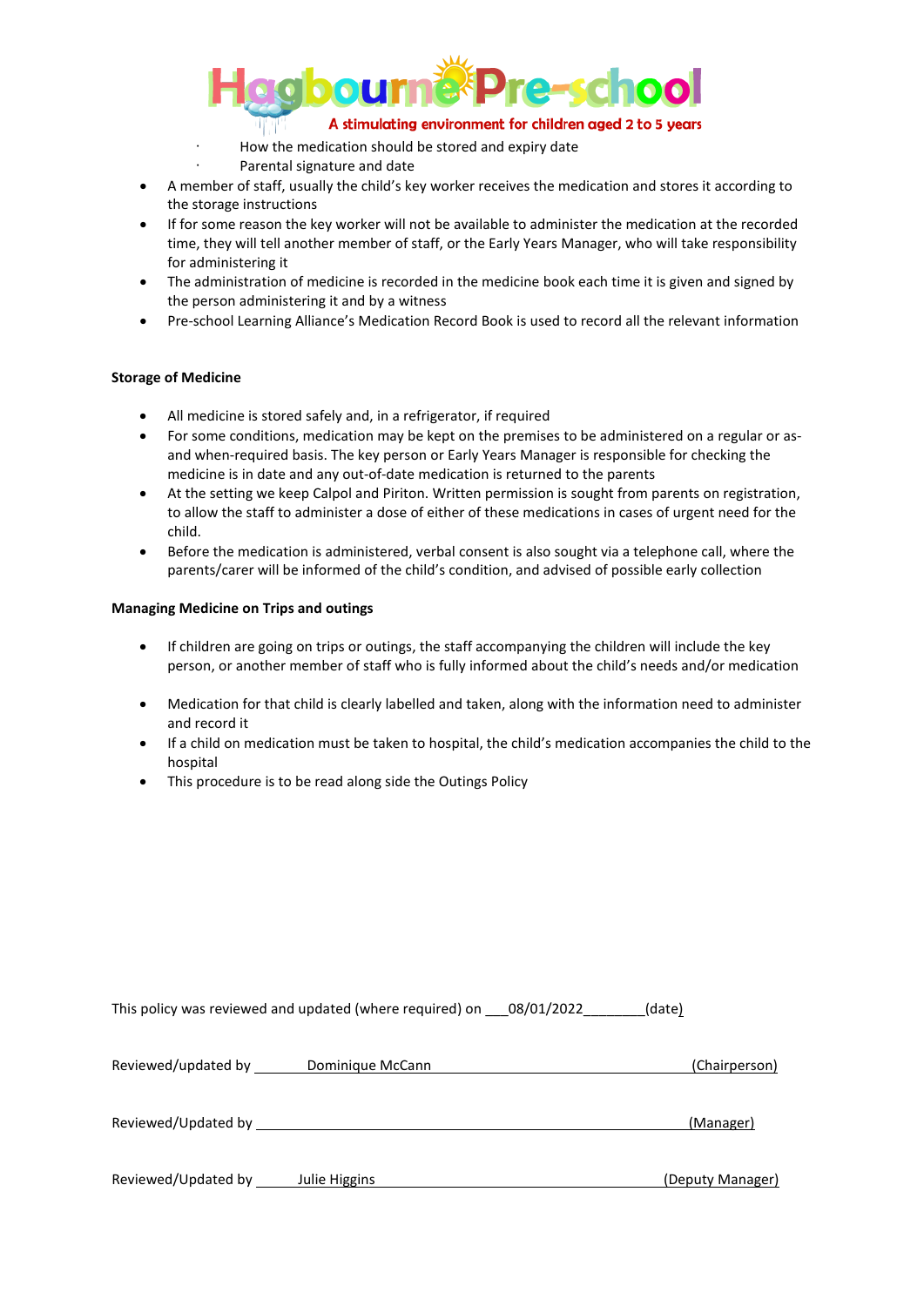- How the medication should be stored and expiry date
- Parental signature and date

- A member of staff, usually the child's key worker receives the medication and stores it according to the storage instructions
- If for some reason the key worker will not be available to administer the medication at the recorded time, they will tell another member of staff, or the Early Years Manager, who will take responsibility for administering it
- The administration of medicine is recorded in the medicine book each time it is given and signed by the person administering it and by a witness
- Pre-school Learning Alliance's Medication Record Book is used to record all the relevant information

**Storage of Medicine**

- All medicine is stored safely and, in a refrigerator, if required
- For some conditions, medication may be kept on the premises to be administered on a regular or as-and when-required basis. The key person or Early Years Manager is responsible for checking the medicine is in date and any out-of-date medication is returned to the parents
- At the setting we keep Calpol and Piriton. Written permission is sought from parents on registration, to allow the staff to administer a dose of either of these medications in cases of urgent need for the child.
- Before the medication is administered, verbal consent is also sought via a telephone call, where the parents/carer will be informed of the child's condition, and advised of possible early collection

**Managing Medicine on Trips and outings**

- If children are going on trips or outings, the staff accompanying the children will include the key person, or another member of staff who is fully informed about the child's needs and/or medication
- Medication for that child is clearly labelled and taken, along with the information need to administer and record it
- If a child on medication must be taken to hospital, the child's medication accompanies the child to the hospital
- This procedure is to be read along side the Outings Policy

This policy was reviewed and updated (where required) on ___08/01/2022________(date)

Reviewed/updated by Dominique McCann (Chairperson)

Reviewed/Updated by ______________________________ (Manager)

Reviewed/Updated by Julie Higgins (Deputy Manager)